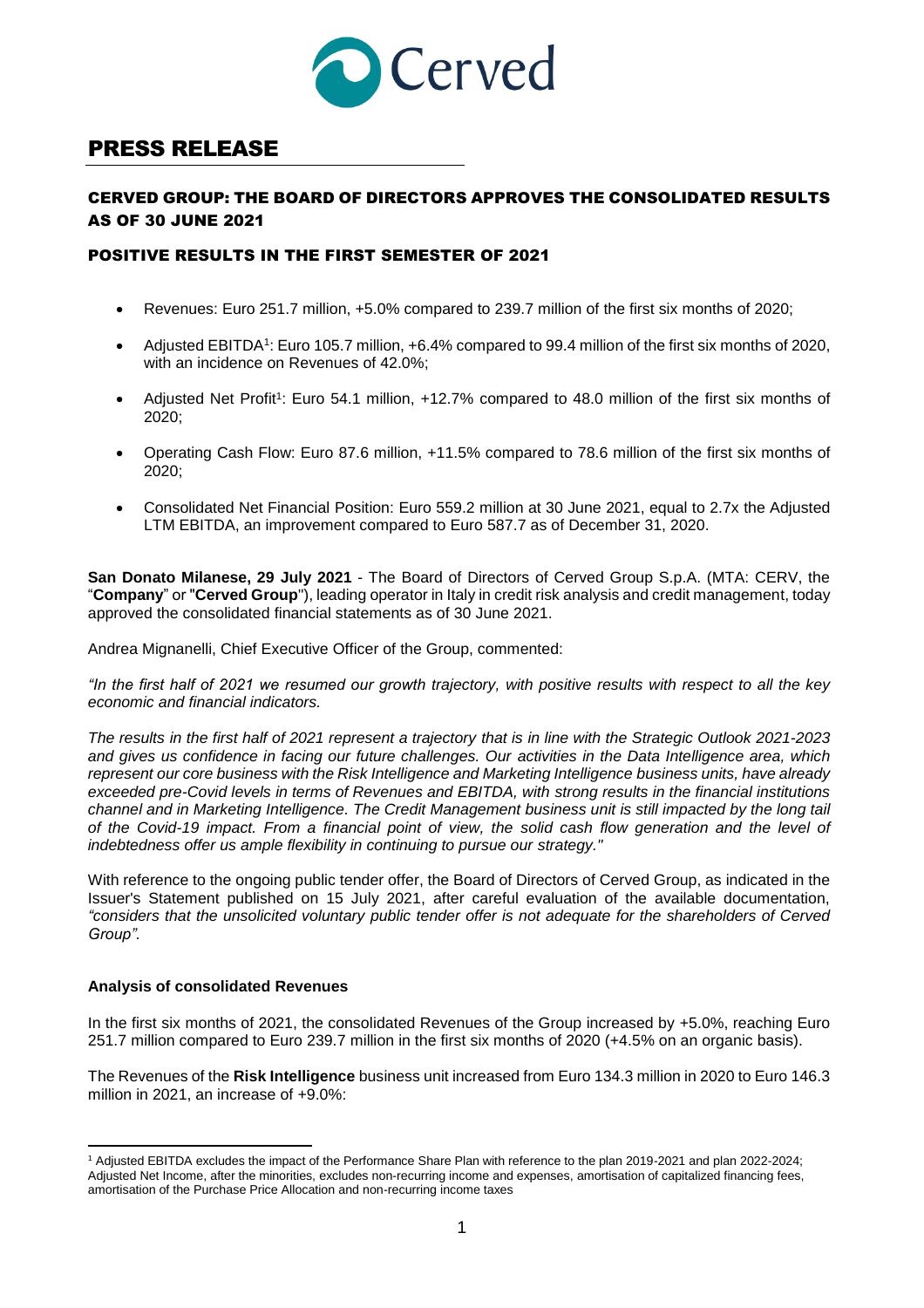Cerved

# PRESS RELEASE

## CERVED GROUP: THE BOARD OF DIRECTORS APPROVES THE CONSOLIDATED RESULTS AS OF 30 JUNE 2021

### POSITIVE RESULTS IN THE FIRST SEMESTER OF 2021

- Revenues: Euro 251.7 million, +5.0% compared to 239.7 million of the first six months of 2020;
- Adjusted EBITDA[1]: Euro 105.7 million, +6.4% compared to 99.4 million of the first six months of 2020, with an incidence on Revenues of 42.0%;
- Adjusted Net Profit[1]: Euro 54.1 million, +12.7% compared to 48.0 million of the first six months of 2020;
- Operating Cash Flow: Euro 87.6 million, +11.5% compared to 78.6 million of the first six months of 2020;
- Consolidated Net Financial Position: Euro 559.2 million at 30 June 2021, equal to 2.7x the Adjusted LTM EBITDA, an improvement compared to Euro 587.7 as of December 31, 2020.

**San Donato Milanese, 29 July 2021** - The Board of Directors of Cerved Group S.p.A. (MTA: CERV, the "**Company**" or "**Cerved Group**"), leading operator in Italy in credit risk analysis and credit management, today approved the consolidated financial statements as of 30 June 2021.

Andrea Mignanelli, Chief Executive Officer of the Group, commented:

*"In the first half of 2021 we resumed our growth trajectory, with positive results with respect to all the key economic and financial indicators.*

*The results in the first half of 2021 represent a trajectory that is in line with the Strategic Outlook 2021-2023 and gives us confidence in facing our future challenges. Our activities in the Data Intelligence area, which represent our core business with the Risk Intelligence and Marketing Intelligence business units, have already exceeded pre-Covid levels in terms of Revenues and EBITDA, with strong results in the financial institutions channel and in Marketing Intelligence. The Credit Management business unit is still impacted by the long tail of the Covid-19 impact. From a financial point of view, the solid cash flow generation and the level of indebtedness offer us ample flexibility in continuing to pursue our strategy."*

With reference to the ongoing public tender offer, the Board of Directors of Cerved Group, as indicated in the Issuer's Statement published on 15 July 2021, after careful evaluation of the available documentation, *"considers that the unsolicited voluntary public tender offer is not adequate for the shareholders of Cerved Group".*

**Analysis of consolidated Revenues**

In the first six months of 2021, the consolidated Revenues of the Group increased by +5.0%, reaching Euro 251.7 million compared to Euro 239.7 million in the first six months of 2020 (+4.5% on an organic basis).

The Revenues of the **Risk Intelligence** business unit increased from Euro 134.3 million in 2020 to Euro 146.3 million in 2021, an increase of +9.0%:

---

[1] Adjusted EBITDA excludes the impact of the Performance Share Plan with reference to the plan 2019-2021 and plan 2022-2024; Adjusted Net Income, after the minorities, excludes non-recurring income and expenses, amortisation of capitalized financing fees, amortisation of the Purchase Price Allocation and non-recurring income taxes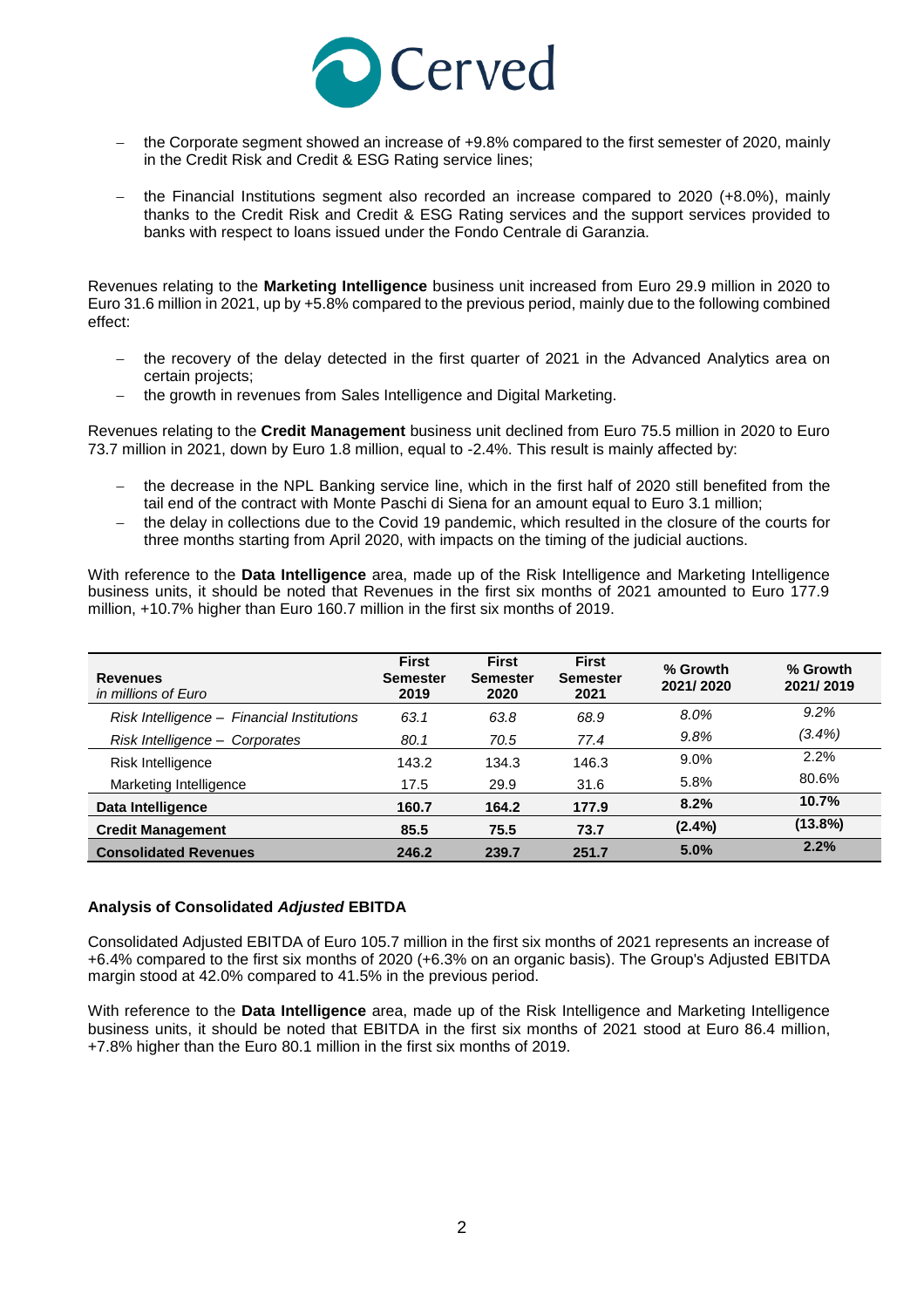- the Corporate segment showed an increase of +9.8% compared to the first semester of 2020, mainly in the Credit Risk and Credit & ESG Rating service lines;
- the Financial Institutions segment also recorded an increase compared to 2020 (+8.0%), mainly thanks to the Credit Risk and Credit & ESG Rating services and the support services provided to banks with respect to loans issued under the Fondo Centrale di Garanzia.

Revenues relating to the **Marketing Intelligence** business unit increased from Euro 29.9 million in 2020 to Euro 31.6 million in 2021, up by +5.8% compared to the previous period, mainly due to the following combined effect:

- the recovery of the delay detected in the first quarter of 2021 in the Advanced Analytics area on certain projects;
- the growth in revenues from Sales Intelligence and Digital Marketing.

Revenues relating to the **Credit Management** business unit declined from Euro 75.5 million in 2020 to Euro 73.7 million in 2021, down by Euro 1.8 million, equal to -2.4%. This result is mainly affected by:

- the decrease in the NPL Banking service line, which in the first half of 2020 still benefited from the tail end of the contract with Monte Paschi di Siena for an amount equal to Euro 3.1 million;
- the delay in collections due to the Covid 19 pandemic, which resulted in the closure of the courts for three months starting from April 2020, with impacts on the timing of the judicial auctions.

With reference to the **Data Intelligence** area, made up of the Risk Intelligence and Marketing Intelligence business units, it should be noted that Revenues in the first six months of 2021 amounted to Euro 177.9 million, +10.7% higher than Euro 160.7 million in the first six months of 2019.

| **Revenues** *in millions of Euro* | **First Semester 2019** | **First Semester 2020** | **First Semester 2021** | **% Growth 2021/ 2020** | **% Growth 2021/ 2019** |
|---|---|---|---|---|---|
| *Risk Intelligence – Financial Institutions* | *63.1* | *63.8* | *68.9* | *8.0%* | *9.2%* |
| *Risk Intelligence – Corporates* | *80.1* | *70.5* | *77.4* | *9.8%* | *(3.4%)* |
| Risk Intelligence | 143.2 | 134.3 | 146.3 | 9.0% | 2.2% |
| Marketing Intelligence | 17.5 | 29.9 | 31.6 | 5.8% | 80.6% |
| **Data Intelligence** | **160.7** | **164.2** | **177.9** | **8.2%** | **10.7%** |
| **Credit Management** | **85.5** | **75.5** | **73.7** | **(2.4%)** | **(13.8%)** |
| **Consolidated Revenues** | **246.2** | **239.7** | **251.7** | **5.0%** | **2.2%** |

### Analysis of Consolidated *Adjusted* EBITDA

Consolidated Adjusted EBITDA of Euro 105.7 million in the first six months of 2021 represents an increase of +6.4% compared to the first six months of 2020 (+6.3% on an organic basis). The Group's Adjusted EBITDA margin stood at 42.0% compared to 41.5% in the previous period.

With reference to the **Data Intelligence** area, made up of the Risk Intelligence and Marketing Intelligence business units, it should be noted that EBITDA in the first six months of 2021 stood at Euro 86.4 million, +7.8% higher than the Euro 80.1 million in the first six months of 2019.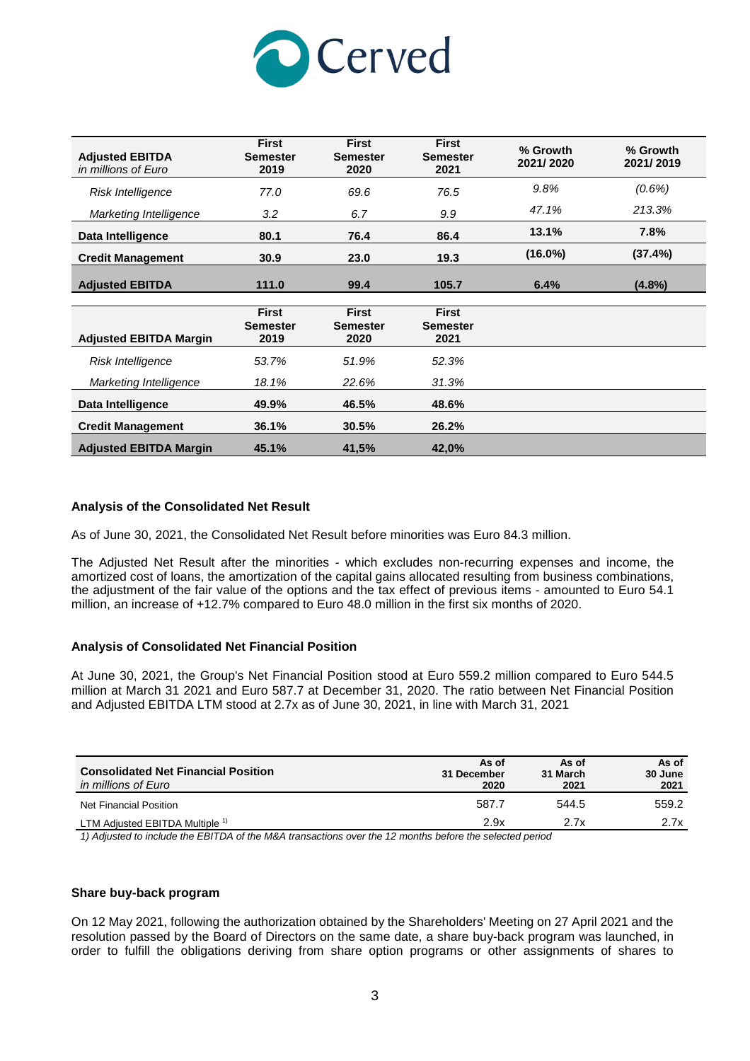| **Adjusted EBITDA** *in millions of Euro* | **First Semester 2019** | **First Semester 2020** | **First Semester 2021** | **% Growth 2021/ 2020** | **% Growth 2021/ 2019** |
|---|---|---|---|---|---|
| *Risk Intelligence* | *77.0* | *69.6* | *76.5* | *9.8%* | *(0.6%)* |
| *Marketing Intelligence* | *3.2* | *6.7* | *9.9* | *47.1%* | *213.3%* |
| **Data Intelligence** | **80.1** | **76.4** | **86.4** | **13.1%** | **7.8%** |
| **Credit Management** | **30.9** | **23.0** | **19.3** | **(16.0%)** | **(37.4%)** |
| **Adjusted EBITDA** | **111.0** | **99.4** | **105.7** | **6.4%** | **(4.8%)** |

| **Adjusted EBITDA Margin** | **First Semester 2019** | **First Semester 2020** | **First Semester 2021** |
|---|---|---|---|
| *Risk Intelligence* | *53.7%* | *51.9%* | *52.3%* |
| *Marketing Intelligence* | *18.1%* | *22.6%* | *31.3%* |
| **Data Intelligence** | **49.9%** | **46.5%** | **48.6%** |
| **Credit Management** | **36.1%** | **30.5%** | **26.2%** |
| **Adjusted EBITDA Margin** | **45.1%** | **41,5%** | **42,0%** |

**Analysis of the Consolidated Net Result**

As of June 30, 2021, the Consolidated Net Result before minorities was Euro 84.3 million.

The Adjusted Net Result after the minorities - which excludes non-recurring expenses and income, the amortized cost of loans, the amortization of the capital gains allocated resulting from business combinations, the adjustment of the fair value of the options and the tax effect of previous items - amounted to Euro 54.1 million, an increase of +12.7% compared to Euro 48.0 million in the first six months of 2020.

**Analysis of Consolidated Net Financial Position**

At June 30, 2021, the Group's Net Financial Position stood at Euro 559.2 million compared to Euro 544.5 million at March 31 2021 and Euro 587.7 at December 31, 2020. The ratio between Net Financial Position and Adjusted EBITDA LTM stood at 2.7x as of June 30, 2021, in line with March 31, 2021

| **Consolidated Net Financial Position** *in millions of Euro* | **As of 31 December 2020** | **As of 31 March 2021** | **As of 30 June 2021** |
|---|---|---|---|
| Net Financial Position | 587.7 | 544.5 | 559.2 |
| LTM Adjusted EBITDA Multiple [1] | 2.9x | 2.7x | 2.7x |

*1) Adjusted to include the EBITDA of the M&A transactions over the 12 months before the selected period*

**Share buy-back program**

On 12 May 2021, following the authorization obtained by the Shareholders' Meeting on 27 April 2021 and the resolution passed by the Board of Directors on the same date, a share buy-back program was launched, in order to fulfill the obligations deriving from share option programs or other assignments of shares to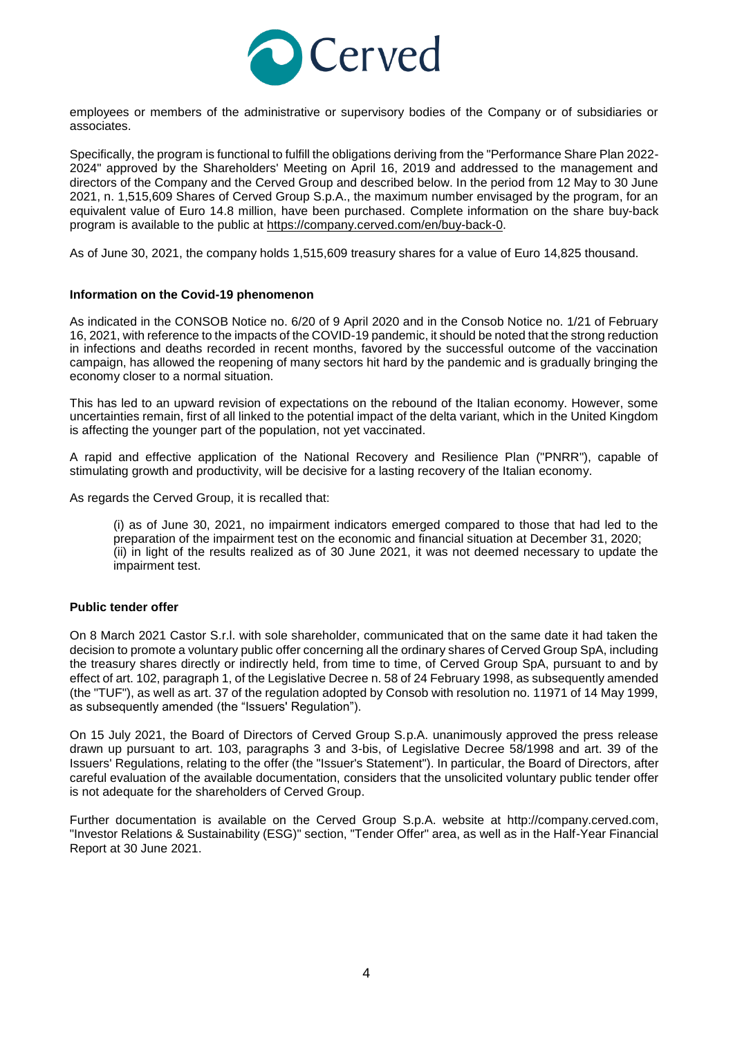employees or members of the administrative or supervisory bodies of the Company or of subsidiaries or associates.

Specifically, the program is functional to fulfill the obligations deriving from the "Performance Share Plan 2022-2024" approved by the Shareholders' Meeting on April 16, 2019 and addressed to the management and directors of the Company and the Cerved Group and described below. In the period from 12 May to 30 June 2021, n. 1,515,609 Shares of Cerved Group S.p.A., the maximum number envisaged by the program, for an equivalent value of Euro 14.8 million, have been purchased. Complete information on the share buy-back program is available to the public at https://company.cerved.com/en/buy-back-0.

As of June 30, 2021, the company holds 1,515,609 treasury shares for a value of Euro 14,825 thousand.

**Information on the Covid-19 phenomenon**

As indicated in the CONSOB Notice no. 6/20 of 9 April 2020 and in the Consob Notice no. 1/21 of February 16, 2021, with reference to the impacts of the COVID-19 pandemic, it should be noted that the strong reduction in infections and deaths recorded in recent months, favored by the successful outcome of the vaccination campaign, has allowed the reopening of many sectors hit hard by the pandemic and is gradually bringing the economy closer to a normal situation.

This has led to an upward revision of expectations on the rebound of the Italian economy. However, some uncertainties remain, first of all linked to the potential impact of the delta variant, which in the United Kingdom is affecting the younger part of the population, not yet vaccinated.

A rapid and effective application of the National Recovery and Resilience Plan ("PNRR"), capable of stimulating growth and productivity, will be decisive for a lasting recovery of the Italian economy.

As regards the Cerved Group, it is recalled that:

(i) as of June 30, 2021, no impairment indicators emerged compared to those that had led to the preparation of the impairment test on the economic and financial situation at December 31, 2020;
(ii) in light of the results realized as of 30 June 2021, it was not deemed necessary to update the impairment test.

**Public tender offer**

On 8 March 2021 Castor S.r.l. with sole shareholder, communicated that on the same date it had taken the decision to promote a voluntary public offer concerning all the ordinary shares of Cerved Group SpA, including the treasury shares directly or indirectly held, from time to time, of Cerved Group SpA, pursuant to and by effect of art. 102, paragraph 1, of the Legislative Decree n. 58 of 24 February 1998, as subsequently amended (the "TUF"), as well as art. 37 of the regulation adopted by Consob with resolution no. 11971 of 14 May 1999, as subsequently amended (the "Issuers' Regulation").

On 15 July 2021, the Board of Directors of Cerved Group S.p.A. unanimously approved the press release drawn up pursuant to art. 103, paragraphs 3 and 3-bis, of Legislative Decree 58/1998 and art. 39 of the Issuers' Regulations, relating to the offer (the "Issuer's Statement"). In particular, the Board of Directors, after careful evaluation of the available documentation, considers that the unsolicited voluntary public tender offer is not adequate for the shareholders of Cerved Group.

Further documentation is available on the Cerved Group S.p.A. website at http://company.cerved.com, "Investor Relations & Sustainability (ESG)" section, "Tender Offer" area, as well as in the Half-Year Financial Report at 30 June 2021.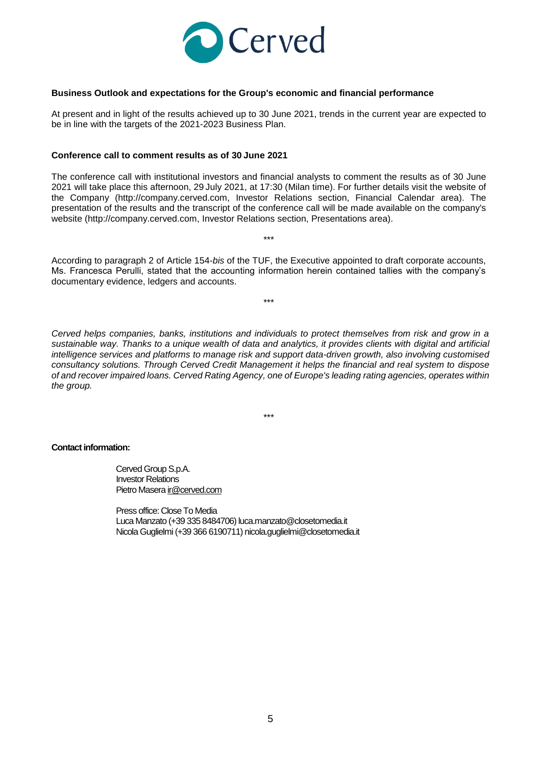**Business Outlook and expectations for the Group's economic and financial performance**

At present and in light of the results achieved up to 30 June 2021, trends in the current year are expected to be in line with the targets of the 2021-2023 Business Plan.

**Conference call to comment results as of 30 June 2021**

The conference call with institutional investors and financial analysts to comment the results as of 30 June 2021 will take place this afternoon, 29 July 2021, at 17:30 (Milan time). For further details visit the website of the Company (http://company.cerved.com, Investor Relations section, Financial Calendar area). The presentation of the results and the transcript of the conference call will be made available on the company's website (http://company.cerved.com, Investor Relations section, Presentations area).

\*\*\*

According to paragraph 2 of Article 154-*bis* of the TUF, the Executive appointed to draft corporate accounts, Ms. Francesca Perulli, stated that the accounting information herein contained tallies with the company's documentary evidence, ledgers and accounts.

\*\*\*

*Cerved helps companies, banks, institutions and individuals to protect themselves from risk and grow in a sustainable way. Thanks to a unique wealth of data and analytics, it provides clients with digital and artificial intelligence services and platforms to manage risk and support data-driven growth, also involving customised consultancy solutions. Through Cerved Credit Management it helps the financial and real system to dispose of and recover impaired loans. Cerved Rating Agency, one of Europe's leading rating agencies, operates within the group.*

\*\*\*

**Contact information:**

Cerved Group S.p.A.
Investor Relations
Pietro Masera ir@cerved.com

Press office: Close To Media
Luca Manzato (+39 335 8484706) luca.manzato@closetomedia.it
Nicola Guglielmi (+39 366 6190711) nicola.guglielmi@closetomedia.it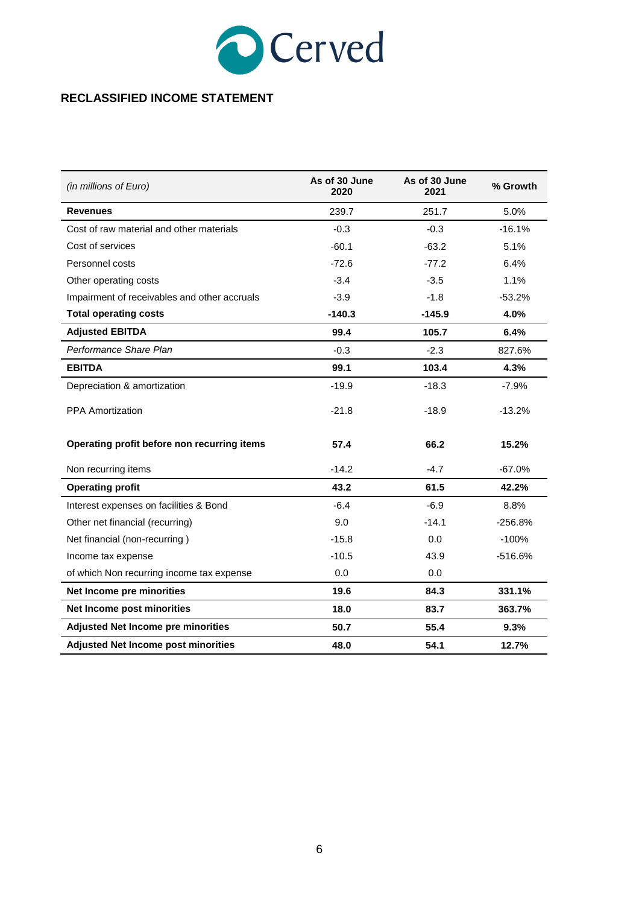## RECLASSIFIED INCOME STATEMENT

| *(in millions of Euro)* | As of 30 June 2020 | As of 30 June 2021 | % Growth |
|---|---|---|---|
| **Revenues** | 239.7 | 251.7 | 5.0% |
| Cost of raw material and other materials | -0.3 | -0.3 | -16.1% |
| Cost of services | -60.1 | -63.2 | 5.1% |
| Personnel costs | -72.6 | -77.2 | 6.4% |
| Other operating costs | -3.4 | -3.5 | 1.1% |
| Impairment of receivables and other accruals | -3.9 | -1.8 | -53.2% |
| **Total operating costs** | **-140.3** | **-145.9** | **4.0%** |
| **Adjusted EBITDA** | **99.4** | **105.7** | **6.4%** |
| *Performance Share Plan* | -0.3 | -2.3 | 827.6% |
| **EBITDA** | **99.1** | **103.4** | **4.3%** |
| Depreciation & amortization | -19.9 | -18.3 | -7.9% |
| PPA Amortization | -21.8 | -18.9 | -13.2% |
| **Operating profit before non recurring items** | **57.4** | **66.2** | **15.2%** |
| Non recurring items | -14.2 | -4.7 | -67.0% |
| **Operating profit** | **43.2** | **61.5** | **42.2%** |
| Interest expenses on facilities & Bond | -6.4 | -6.9 | 8.8% |
| Other net financial (recurring) | 9.0 | -14.1 | -256.8% |
| Net financial (non-recurring ) | -15.8 | 0.0 | -100% |
| Income tax expense | -10.5 | 43.9 | -516.6% |
| of which Non recurring income tax expense | 0.0 | 0.0 | |
| **Net Income pre minorities** | **19.6** | **84.3** | **331.1%** |
| **Net Income post minorities** | **18.0** | **83.7** | **363.7%** |
| **Adjusted Net Income pre minorities** | **50.7** | **55.4** | **9.3%** |
| **Adjusted Net Income post minorities** | **48.0** | **54.1** | **12.7%** |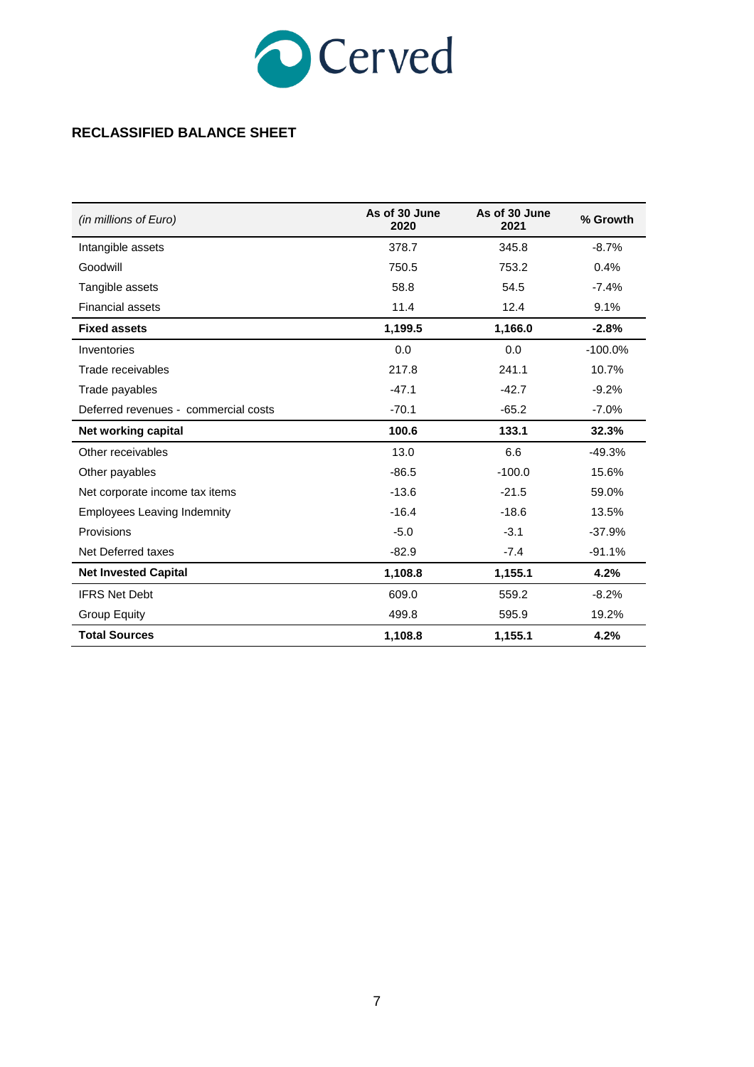# RECLASSIFIED BALANCE SHEET

| *(in millions of Euro)* | As of 30 June 2020 | As of 30 June 2021 | % Growth |
|---|---|---|---|
| Intangible assets | 378.7 | 345.8 | -8.7% |
| Goodwill | 750.5 | 753.2 | 0.4% |
| Tangible assets | 58.8 | 54.5 | -7.4% |
| Financial assets | 11.4 | 12.4 | 9.1% |
| **Fixed assets** | **1,199.5** | **1,166.0** | **-2.8%** |
| Inventories | 0.0 | 0.0 | -100.0% |
| Trade receivables | 217.8 | 241.1 | 10.7% |
| Trade payables | -47.1 | -42.7 | -9.2% |
| Deferred revenues - commercial costs | -70.1 | -65.2 | -7.0% |
| **Net working capital** | **100.6** | **133.1** | **32.3%** |
| Other receivables | 13.0 | 6.6 | -49.3% |
| Other payables | -86.5 | -100.0 | 15.6% |
| Net corporate income tax items | -13.6 | -21.5 | 59.0% |
| Employees Leaving Indemnity | -16.4 | -18.6 | 13.5% |
| Provisions | -5.0 | -3.1 | -37.9% |
| Net Deferred taxes | -82.9 | -7.4 | -91.1% |
| **Net Invested Capital** | **1,108.8** | **1,155.1** | **4.2%** |
| IFRS Net Debt | 609.0 | 559.2 | -8.2% |
| Group Equity | 499.8 | 595.9 | 19.2% |
| **Total Sources** | **1,108.8** | **1,155.1** | **4.2%** |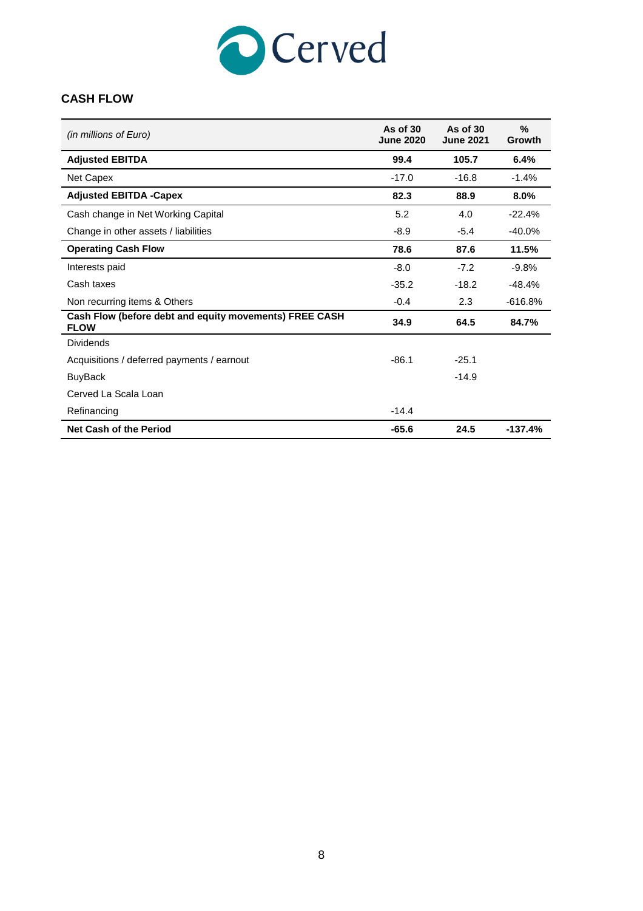## CASH FLOW

| *(in millions of Euro)* | As of 30 June 2020 | As of 30 June 2021 | % Growth |
|---|---|---|---|
| **Adjusted EBITDA** | **99.4** | **105.7** | **6.4%** |
| Net Capex | -17.0 | -16.8 | -1.4% |
| **Adjusted EBITDA -Capex** | **82.3** | **88.9** | **8.0%** |
| Cash change in Net Working Capital | 5.2 | 4.0 | -22.4% |
| Change in other assets / liabilities | -8.9 | -5.4 | -40.0% |
| **Operating Cash Flow** | **78.6** | **87.6** | **11.5%** |
| Interests paid | -8.0 | -7.2 | -9.8% |
| Cash taxes | -35.2 | -18.2 | -48.4% |
| Non recurring items & Others | -0.4 | 2.3 | -616.8% |
| **Cash Flow (before debt and equity movements) FREE CASH FLOW** | **34.9** | **64.5** | **84.7%** |
| Dividends | | | |
| Acquisitions / deferred payments / earnout | -86.1 | -25.1 | |
| BuyBack | | -14.9 | |
| Cerved La Scala Loan | | | |
| Refinancing | -14.4 | | |
| **Net Cash of the Period** | **-65.6** | **24.5** | **-137.4%** |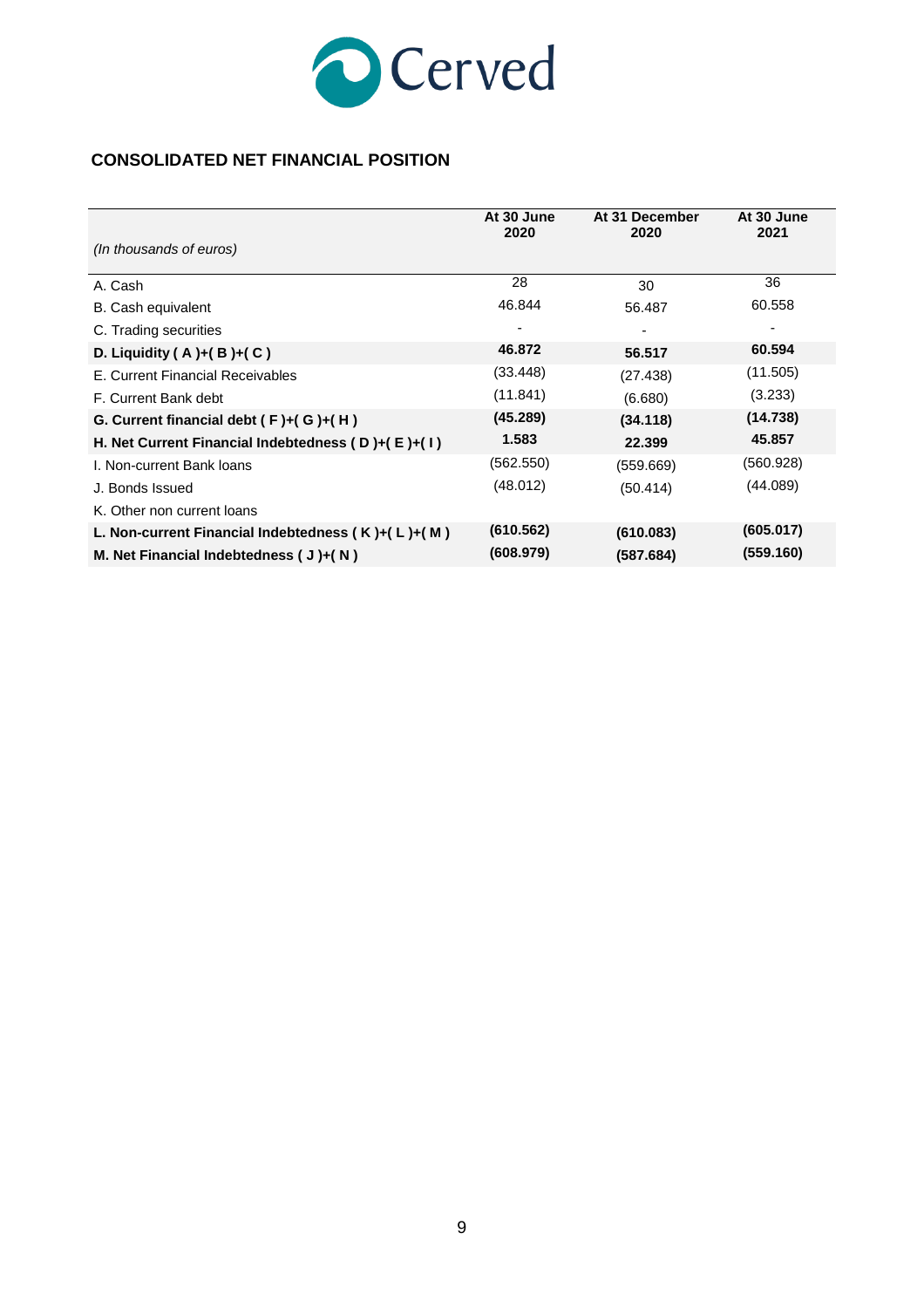## CONSOLIDATED NET FINANCIAL POSITION

| *(In thousands of euros)* | At 30 June 2020 | At 31 December 2020 | At 30 June 2021 |
|---|---|---|---|
| A. Cash | 28 | 30 | 36 |
| B. Cash equivalent | 46.844 | 56.487 | 60.558 |
| C. Trading securities | - | - | - |
| **D. Liquidity ( A )+( B )+( C )** | **46.872** | **56.517** | **60.594** |
| E. Current Financial Receivables | (33.448) | (27.438) | (11.505) |
| F. Current Bank debt | (11.841) | (6.680) | (3.233) |
| **G. Current financial debt ( F )+( G )+( H )** | **(45.289)** | **(34.118)** | **(14.738)** |
| **H. Net Current Financial Indebtedness ( D )+( E )+( I )** | **1.583** | **22.399** | **45.857** |
| I. Non-current Bank loans | (562.550) | (559.669) | (560.928) |
| J. Bonds Issued | (48.012) | (50.414) | (44.089) |
| K. Other non current loans | | | |
| **L. Non-current Financial Indebtedness ( K )+( L )+( M )** | **(610.562)** | **(610.083)** | **(605.017)** |
| **M. Net Financial Indebtedness ( J )+( N )** | **(608.979)** | **(587.684)** | **(559.160)** |